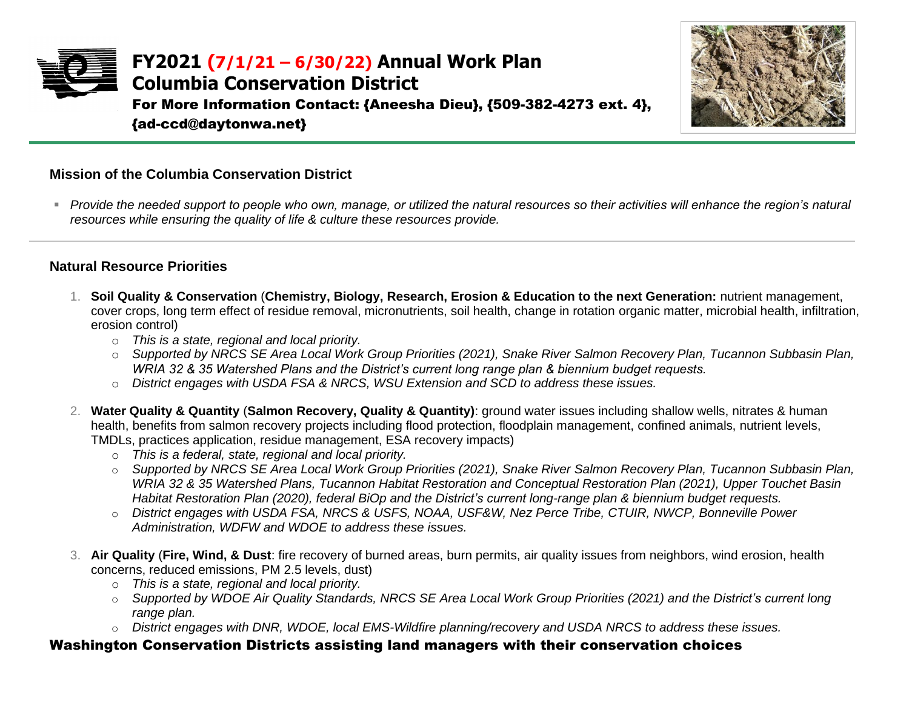# FY2021 (7/1/21 – 6/30/22) Annual Work Plan
# Columbia Conservation District

**For More Information Contact: {Aneesha Dieu}, {509-382-4273 ext. 4}, {ad-ccd@daytonwa.net}**

### Mission of the Columbia Conservation District

- *Provide the needed support to people who own, manage, or utilized the natural resources so their activities will enhance the region's natural resources while ensuring the quality of life & culture these resources provide.*

---

### Natural Resource Priorities

1. **Soil Quality & Conservation** (**Chemistry, Biology, Research, Erosion & Education to the next Generation:** nutrient management, cover crops, long term effect of residue removal, micronutrients, soil health, change in rotation organic matter, microbial health, infiltration, erosion control)
   - *This is a state, regional and local priority.*
   - *Supported by NRCS SE Area Local Work Group Priorities (2021), Snake River Salmon Recovery Plan, Tucannon Subbasin Plan, WRIA 32 & 35 Watershed Plans and the District's current long range plan & biennium budget requests.*
   - *District engages with USDA FSA & NRCS, WSU Extension and SCD to address these issues.*

2. **Water Quality & Quantity** (**Salmon Recovery, Quality & Quantity)**: ground water issues including shallow wells, nitrates & human health, benefits from salmon recovery projects including flood protection, floodplain management, confined animals, nutrient levels, TMDLs, practices application, residue management, ESA recovery impacts)
   - *This is a federal, state, regional and local priority.*
   - *Supported by NRCS SE Area Local Work Group Priorities (2021), Snake River Salmon Recovery Plan, Tucannon Subbasin Plan, WRIA 32 & 35 Watershed Plans, Tucannon Habitat Restoration and Conceptual Restoration Plan (2021), Upper Touchet Basin Habitat Restoration Plan (2020), federal BiOp and the District's current long-range plan & biennium budget requests.*
   - *District engages with USDA FSA, NRCS & USFS, NOAA, USF&W, Nez Perce Tribe, CTUIR, NWCP, Bonneville Power Administration, WDFW and WDOE to address these issues.*

3. **Air Quality** (**Fire, Wind, & Dust**: fire recovery of burned areas, burn permits, air quality issues from neighbors, wind erosion, health concerns, reduced emissions, PM 2.5 levels, dust)
   - *This is a state, regional and local priority.*
   - *Supported by WDOE Air Quality Standards, NRCS SE Area Local Work Group Priorities (2021) and the District's current long range plan.*
   - *District engages with DNR, WDOE, local EMS-Wildfire planning/recovery and USDA NRCS to address these issues.*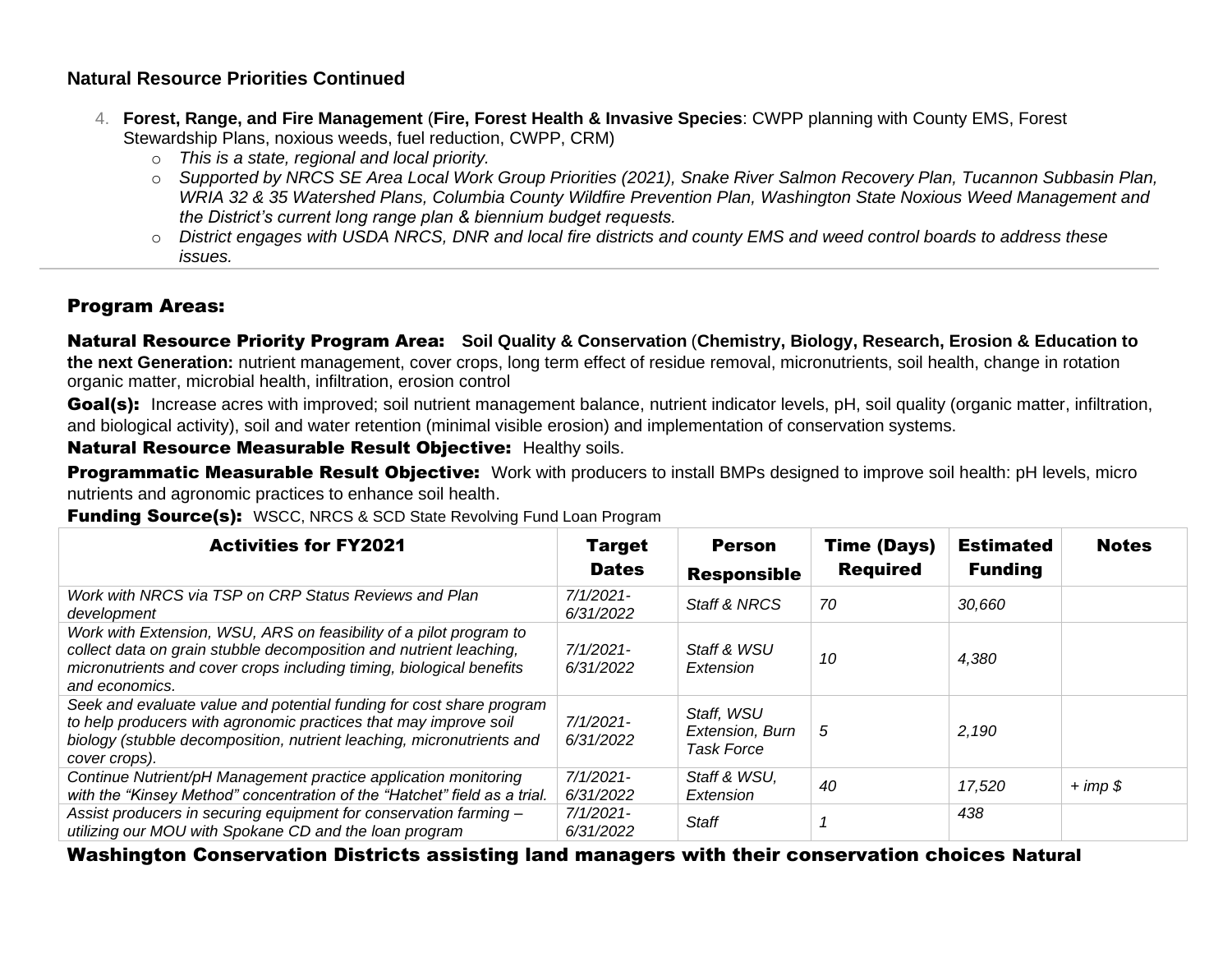**Natural Resource Priorities Continued**

4. **Forest, Range, and Fire Management** (**Fire, Forest Health & Invasive Species**: CWPP planning with County EMS, Forest Stewardship Plans, noxious weeds, fuel reduction, CWPP, CRM)
   - *This is a state, regional and local priority.*
   - *Supported by NRCS SE Area Local Work Group Priorities (2021), Snake River Salmon Recovery Plan, Tucannon Subbasin Plan, WRIA 32 & 35 Watershed Plans, Columbia County Wildfire Prevention Plan, Washington State Noxious Weed Management and the District's current long range plan & biennium budget requests.*
   - *District engages with USDA NRCS, DNR and local fire districts and county EMS and weed control boards to address these issues.*

---

## Program Areas:

**Natural Resource Priority Program Area:** **Soil Quality & Conservation** (**Chemistry, Biology, Research, Erosion & Education to the next Generation:** nutrient management, cover crops, long term effect of residue removal, micronutrients, soil health, change in rotation organic matter, microbial health, infiltration, erosion control

**Goal(s):** Increase acres with improved; soil nutrient management balance, nutrient indicator levels, pH, soil quality (organic matter, infiltration, and biological activity), soil and water retention (minimal visible erosion) and implementation of conservation systems.

**Natural Resource Measurable Result Objective:** Healthy soils.

**Programmatic Measurable Result Objective:** Work with producers to install BMPs designed to improve soil health: pH levels, micro nutrients and agronomic practices to enhance soil health.

**Funding Source(s):** WSCC, NRCS & SCD State Revolving Fund Loan Program

| Activities for FY2021 | Target Dates | Person Responsible | Time (Days) Required | Estimated Funding | Notes |
|---|---|---|---|---|---|
| *Work with NRCS via TSP on CRP Status Reviews and Plan development* | *7/1/2021-6/31/2022* | *Staff & NRCS* | *70* | *30,660* | |
| *Work with Extension, WSU, ARS on feasibility of a pilot program to collect data on grain stubble decomposition and nutrient leaching, micronutrients and cover crops including timing, biological benefits and economics.* | *7/1/2021-6/31/2022* | *Staff & WSU Extension* | *10* | *4,380* | |
| *Seek and evaluate value and potential funding for cost share program to help producers with agronomic practices that may improve soil biology (stubble decomposition, nutrient leaching, micronutrients and cover crops).* | *7/1/2021-6/31/2022* | *Staff, WSU Extension, Burn Task Force* | *5* | *2,190* | |
| *Continue Nutrient/pH Management practice application monitoring with the "Kinsey Method" concentration of the "Hatchet" field as a trial.* | *7/1/2021-6/31/2022* | *Staff & WSU, Extension* | *40* | *17,520* | *+ imp $* |
| *Assist producers in securing equipment for conservation farming – utilizing our MOU with Spokane CD and the loan program* | *7/1/2021-6/31/2022* | *Staff* | *1* | *438* | |

**Washington Conservation Districts assisting land managers with their conservation choices** Natural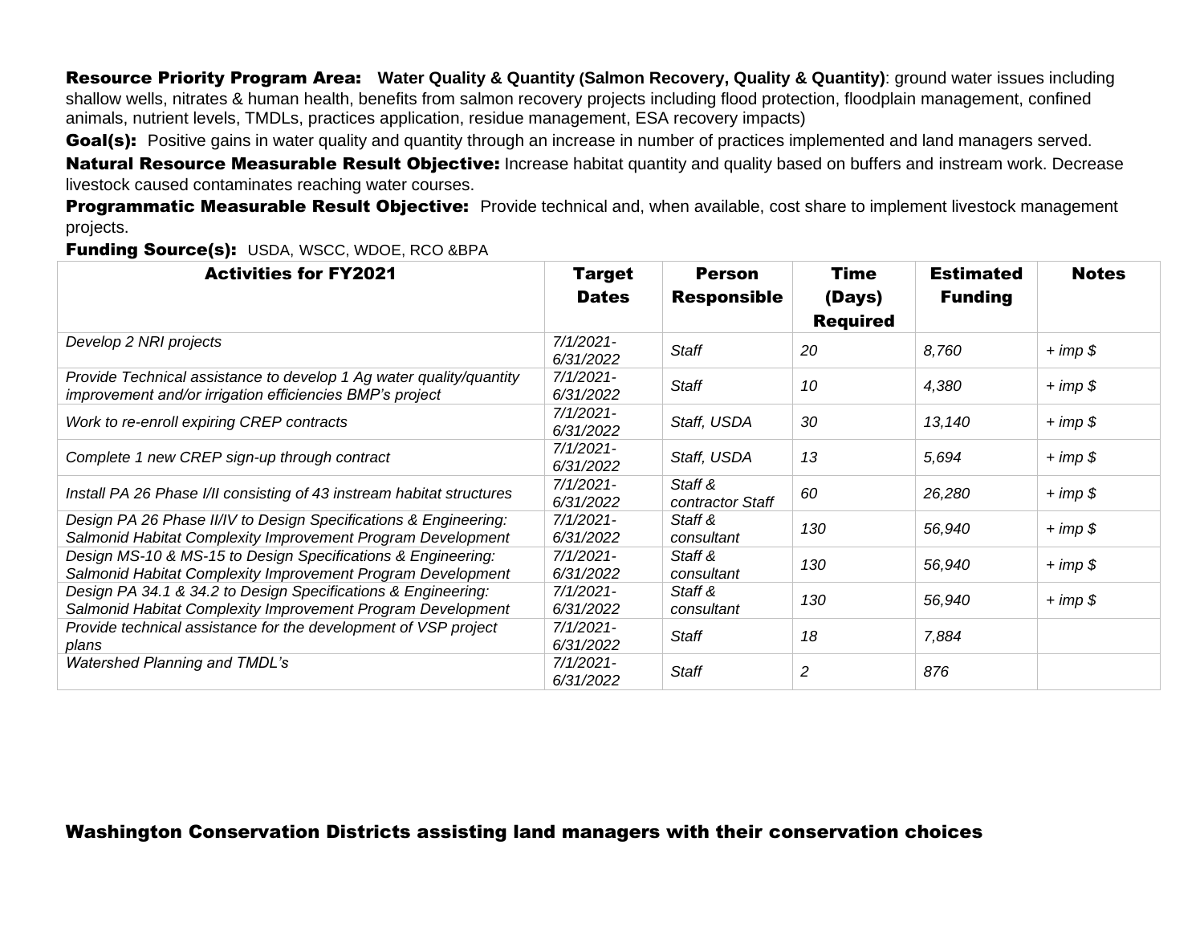**Resource Priority Program Area:** **Water Quality & Quantity (Salmon Recovery, Quality & Quantity)**: ground water issues including shallow wells, nitrates & human health, benefits from salmon recovery projects including flood protection, floodplain management, confined animals, nutrient levels, TMDLs, practices application, residue management, ESA recovery impacts)

**Goal(s):** Positive gains in water quality and quantity through an increase in number of practices implemented and land managers served.

**Natural Resource Measurable Result Objective:** Increase habitat quantity and quality based on buffers and instream work. Decrease livestock caused contaminates reaching water courses.

**Programmatic Measurable Result Objective:** Provide technical and, when available, cost share to implement livestock management projects.

**Funding Source(s):** USDA, WSCC, WDOE, RCO &BPA

| Activities for FY2021 | Target Dates | Person Responsible | Time (Days) Required | Estimated Funding | Notes |
|---|---|---|---|---|---|
| *Develop 2 NRI projects* | *7/1/2021-6/31/2022* | *Staff* | *20* | *8,760* | *+ imp $* |
| *Provide Technical assistance to develop 1 Ag water quality/quantity improvement and/or irrigation efficiencies BMP's project* | *7/1/2021-6/31/2022* | *Staff* | *10* | *4,380* | *+ imp $* |
| *Work to re-enroll expiring CREP contracts* | *7/1/2021-6/31/2022* | *Staff, USDA* | *30* | *13,140* | *+ imp $* |
| *Complete 1 new CREP sign-up through contract* | *7/1/2021-6/31/2022* | *Staff, USDA* | *13* | *5,694* | *+ imp $* |
| *Install PA 26 Phase I/II consisting of 43 instream habitat structures* | *7/1/2021-6/31/2022* | *Staff & contractor Staff* | *60* | *26,280* | *+ imp $* |
| *Design PA 26 Phase II/IV to Design Specifications & Engineering: Salmonid Habitat Complexity Improvement Program Development* | *7/1/2021-6/31/2022* | *Staff & consultant* | *130* | *56,940* | *+ imp $* |
| *Design MS-10 & MS-15 to Design Specifications & Engineering: Salmonid Habitat Complexity Improvement Program Development* | *7/1/2021-6/31/2022* | *Staff & consultant* | *130* | *56,940* | *+ imp $* |
| *Design PA 34.1 & 34.2 to Design Specifications & Engineering: Salmonid Habitat Complexity Improvement Program Development* | *7/1/2021-6/31/2022* | *Staff & consultant* | *130* | *56,940* | *+ imp $* |
| *Provide technical assistance for the development of VSP project plans* | *7/1/2021-6/31/2022* | *Staff* | *18* | *7,884* | |
| *Watershed Planning and TMDL's* | *7/1/2021-6/31/2022* | *Staff* | *2* | *876* | |

**Washington Conservation Districts assisting land managers with their conservation choices**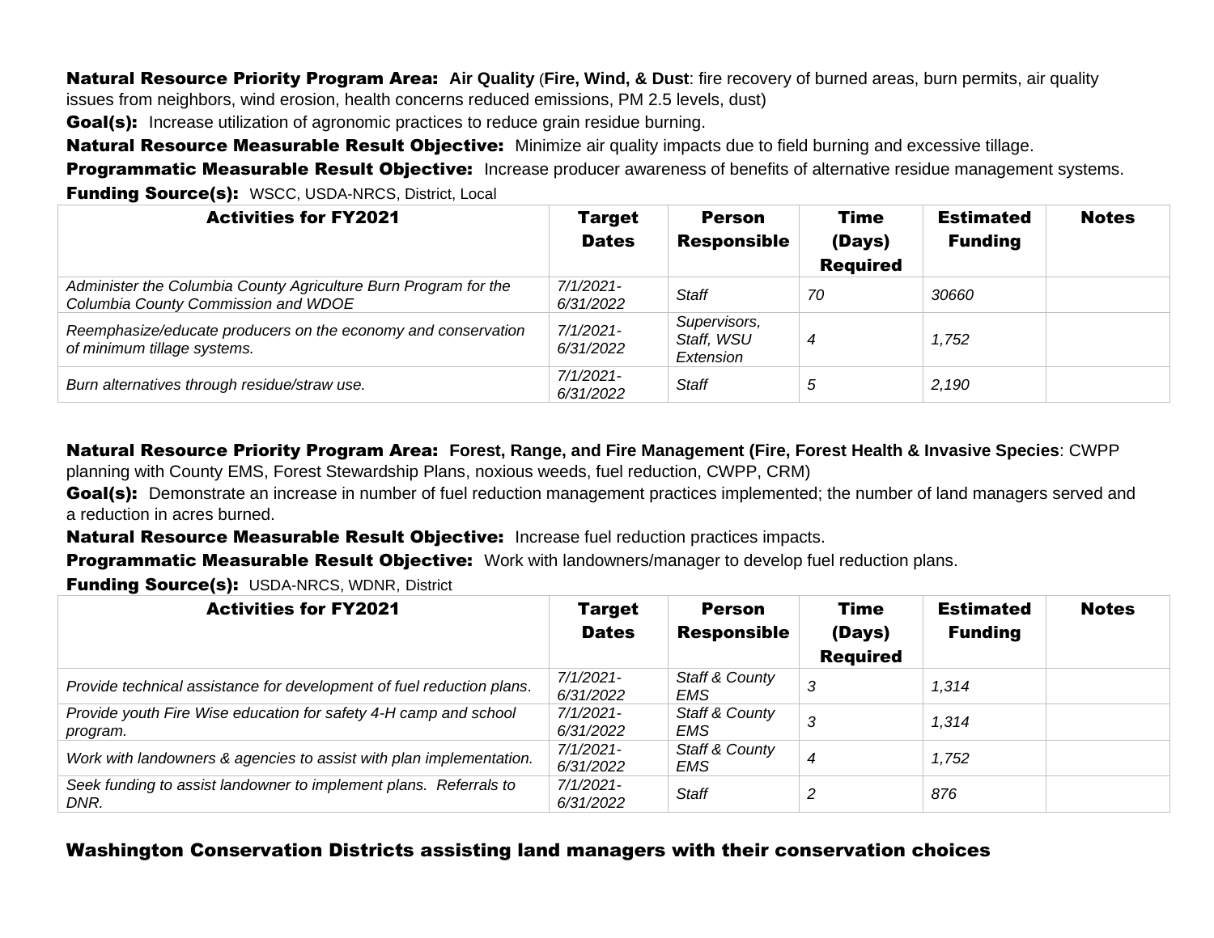**Natural Resource Priority Program Area:** **Air Quality** (**Fire, Wind, & Dust**: fire recovery of burned areas, burn permits, air quality issues from neighbors, wind erosion, health concerns reduced emissions, PM 2.5 levels, dust)

**Goal(s):** Increase utilization of agronomic practices to reduce grain residue burning.

**Natural Resource Measurable Result Objective:** Minimize air quality impacts due to field burning and excessive tillage.

**Programmatic Measurable Result Objective:** Increase producer awareness of benefits of alternative residue management systems.

**Funding Source(s):** WSCC, USDA-NRCS, District, Local

| Activities for FY2021 | Target Dates | Person Responsible | Time (Days) Required | Estimated Funding | Notes |
|---|---|---|---|---|---|
| *Administer the Columbia County Agriculture Burn Program for the Columbia County Commission and WDOE* | *7/1/2021-6/31/2022* | *Staff* | *70* | *30660* | |
| *Reemphasize/educate producers on the economy and conservation of minimum tillage systems.* | *7/1/2021-6/31/2022* | *Supervisors, Staff, WSU Extension* | *4* | *1,752* | |
| *Burn alternatives through residue/straw use.* | *7/1/2021-6/31/2022* | *Staff* | *5* | *2,190* | |

**Natural Resource Priority Program Area:** **Forest, Range, and Fire Management (Fire, Forest Health & Invasive Species**: CWPP planning with County EMS, Forest Stewardship Plans, noxious weeds, fuel reduction, CWPP, CRM)

**Goal(s):** Demonstrate an increase in number of fuel reduction management practices implemented; the number of land managers served and a reduction in acres burned.

**Natural Resource Measurable Result Objective:** Increase fuel reduction practices impacts.

**Programmatic Measurable Result Objective:** Work with landowners/manager to develop fuel reduction plans.

**Funding Source(s):** USDA-NRCS, WDNR, District

| Activities for FY2021 | Target Dates | Person Responsible | Time (Days) Required | Estimated Funding | Notes |
|---|---|---|---|---|---|
| *Provide technical assistance for development of fuel reduction plans.* | *7/1/2021-6/31/2022* | *Staff & County EMS* | *3* | *1,314* | |
| *Provide youth Fire Wise education for safety 4-H camp and school program.* | *7/1/2021-6/31/2022* | *Staff & County EMS* | *3* | *1,314* | |
| *Work with landowners & agencies to assist with plan implementation.* | *7/1/2021-6/31/2022* | *Staff & County EMS* | *4* | *1,752* | |
| *Seek funding to assist landowner to implement plans. Referrals to DNR.* | *7/1/2021-6/31/2022* | *Staff* | *2* | *876* | |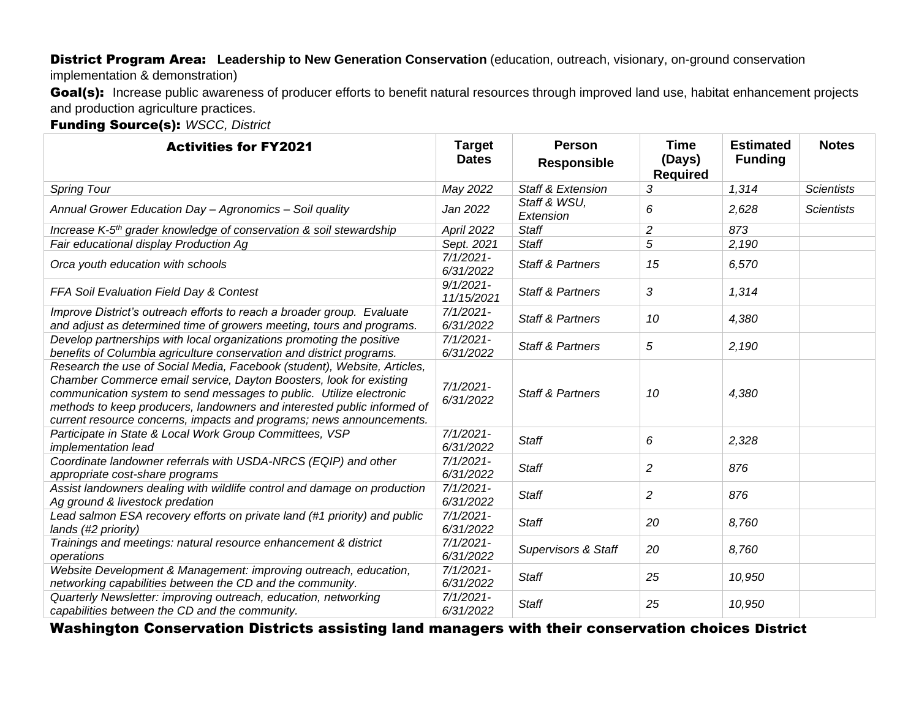**District Program Area:** **Leadership to New Generation Conservation** (education, outreach, visionary, on-ground conservation implementation & demonstration)

**Goal(s):** Increase public awareness of producer efforts to benefit natural resources through improved land use, habitat enhancement projects and production agriculture practices.

**Funding Source(s):** *WSCC, District*

| Activities for FY2021 | Target Dates | Person Responsible | Time (Days) Required | Estimated Funding | Notes |
|---|---|---|---|---|---|
| *Spring Tour* | *May 2022* | *Staff & Extension* | *3* | *1,314* | *Scientists* |
| *Annual Grower Education Day – Agronomics – Soil quality* | *Jan 2022* | *Staff & WSU, Extension* | *6* | *2,628* | *Scientists* |
| *Increase K-5th grader knowledge of conservation & soil stewardship* | *April 2022* | *Staff* | *2* | *873* | |
| *Fair educational display Production Ag* | *Sept. 2021* | *Staff* | *5* | *2,190* | |
| *Orca youth education with schools* | *7/1/2021-6/31/2022* | *Staff & Partners* | *15* | *6,570* | |
| *FFA Soil Evaluation Field Day & Contest* | *9/1/2021-11/15/2021* | *Staff & Partners* | *3* | *1,314* | |
| *Improve District's outreach efforts to reach a broader group. Evaluate and adjust as determined time of growers meeting, tours and programs.* | *7/1/2021-6/31/2022* | *Staff & Partners* | *10* | *4,380* | |
| *Develop partnerships with local organizations promoting the positive benefits of Columbia agriculture conservation and district programs.* | *7/1/2021-6/31/2022* | *Staff & Partners* | *5* | *2,190* | |
| *Research the use of Social Media, Facebook (student), Website, Articles, Chamber Commerce email service, Dayton Boosters, look for existing communication system to send messages to public. Utilize electronic methods to keep producers, landowners and interested public informed of current resource concerns, impacts and programs; news announcements.* | *7/1/2021-6/31/2022* | *Staff & Partners* | *10* | *4,380* | |
| *Participate in State & Local Work Group Committees, VSP implementation lead* | *7/1/2021-6/31/2022* | *Staff* | *6* | *2,328* | |
| *Coordinate landowner referrals with USDA-NRCS (EQIP) and other appropriate cost-share programs* | *7/1/2021-6/31/2022* | *Staff* | *2* | *876* | |
| *Assist landowners dealing with wildlife control and damage on production Ag ground & livestock predation* | *7/1/2021-6/31/2022* | *Staff* | *2* | *876* | |
| *Lead salmon ESA recovery efforts on private land (#1 priority) and public lands (#2 priority)* | *7/1/2021-6/31/2022* | *Staff* | *20* | *8,760* | |
| *Trainings and meetings: natural resource enhancement & district operations* | *7/1/2021-6/31/2022* | *Supervisors & Staff* | *20* | *8,760* | |
| *Website Development & Management: improving outreach, education, networking capabilities between the CD and the community.* | *7/1/2021-6/31/2022* | *Staff* | *25* | *10,950* | |
| *Quarterly Newsletter: improving outreach, education, networking capabilities between the CD and the community.* | *7/1/2021-6/31/2022* | *Staff* | *25* | *10,950* | |

**Washington Conservation Districts assisting land managers with their conservation choices District**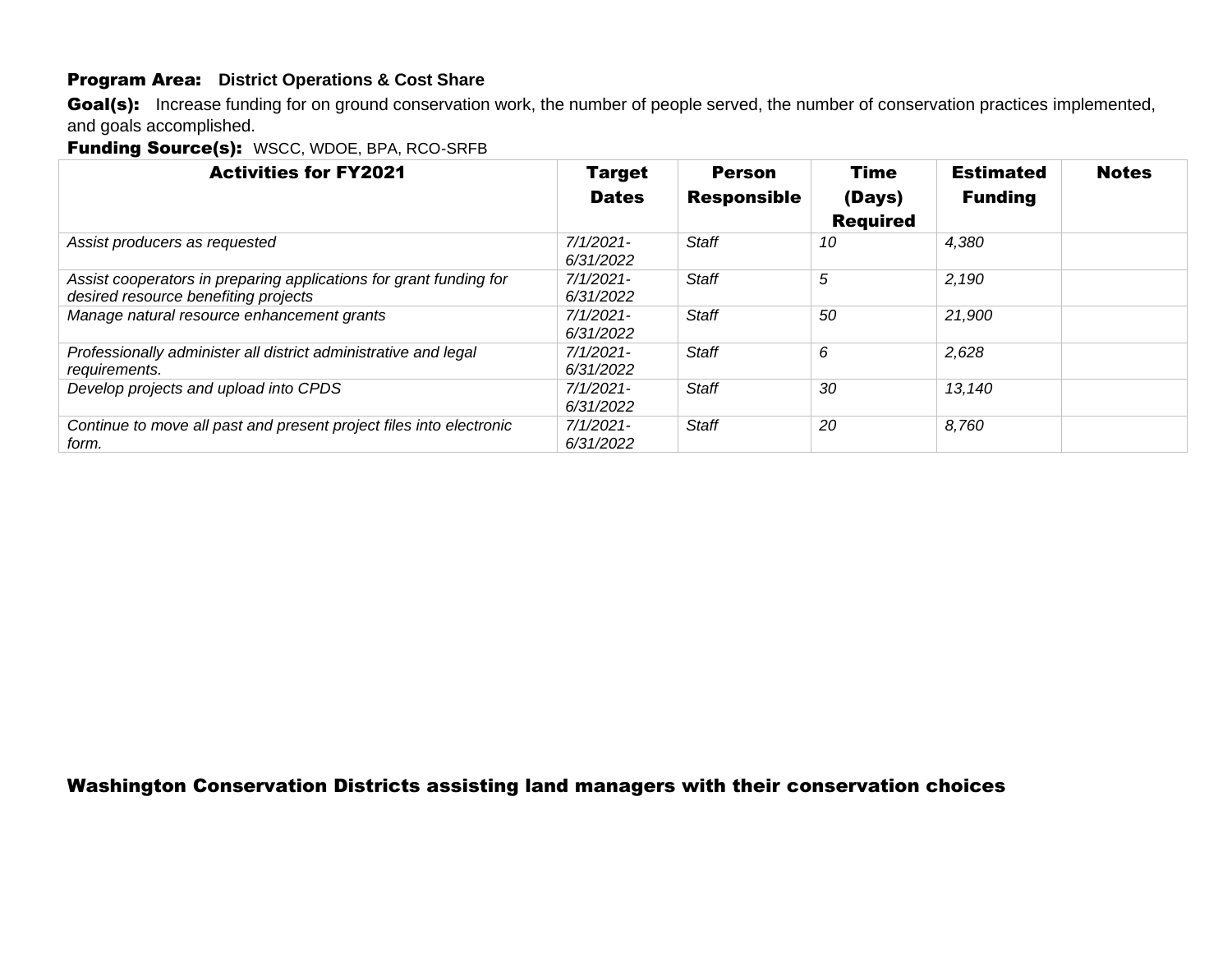**Program Area:** **District Operations & Cost Share**

**Goal(s):** Increase funding for on ground conservation work, the number of people served, the number of conservation practices implemented, and goals accomplished.

**Funding Source(s):** WSCC, WDOE, BPA, RCO-SRFB

| Activities for FY2021 | Target Dates | Person Responsible | Time (Days) Required | Estimated Funding | Notes |
|---|---|---|---|---|---|
| *Assist producers as requested* | *7/1/2021-6/31/2022* | *Staff* | *10* | *4,380* | |
| *Assist cooperators in preparing applications for grant funding for desired resource benefiting projects* | *7/1/2021-6/31/2022* | *Staff* | *5* | *2,190* | |
| *Manage natural resource enhancement grants* | *7/1/2021-6/31/2022* | *Staff* | *50* | *21,900* | |
| *Professionally administer all district administrative and legal requirements.* | *7/1/2021-6/31/2022* | *Staff* | *6* | *2,628* | |
| *Develop projects and upload into CPDS* | *7/1/2021-6/31/2022* | *Staff* | *30* | *13,140* | |
| *Continue to move all past and present project files into electronic form.* | *7/1/2021-6/31/2022* | *Staff* | *20* | *8,760* | |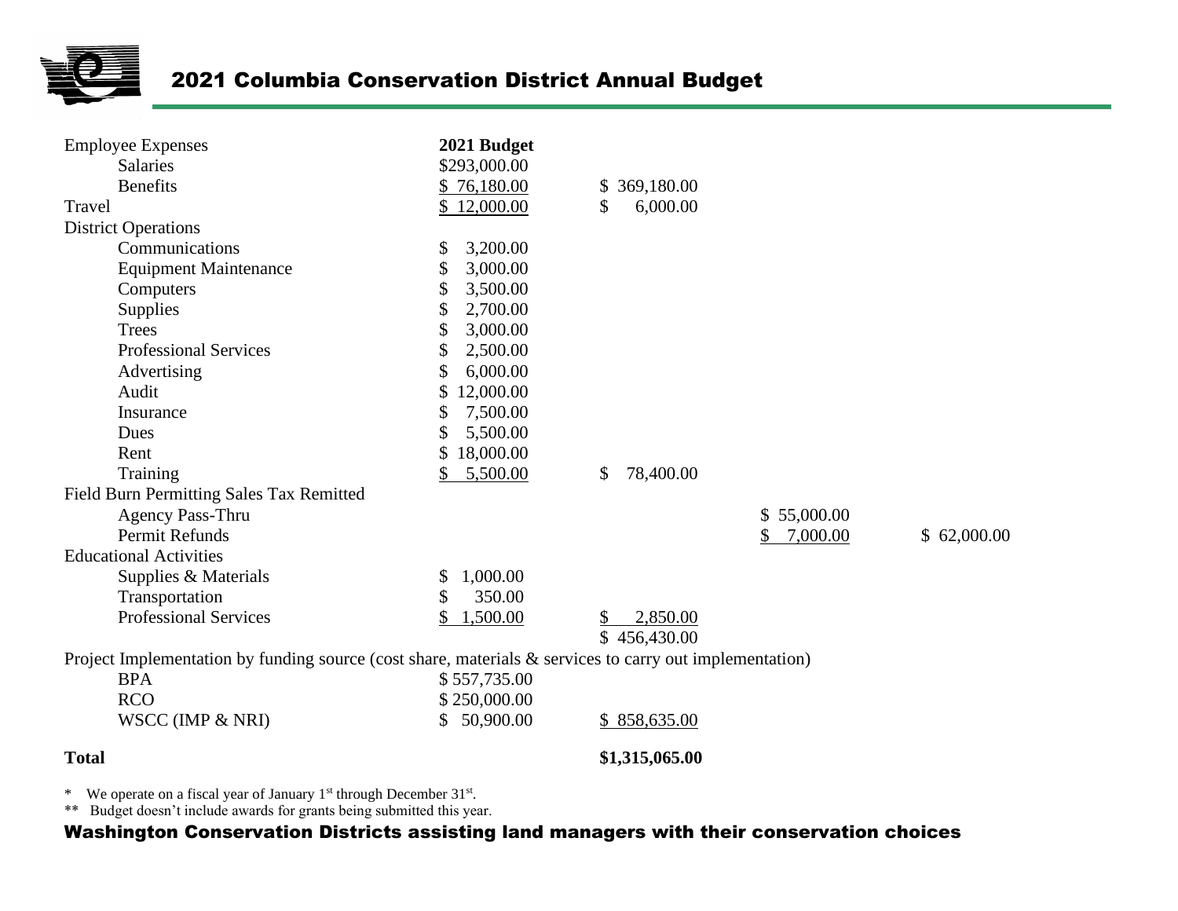# 2021 Columbia Conservation District Annual Budget

| | | | | |
|---|---|---|---|---|
| Employee Expenses | **2021 Budget** | | | |
| Salaries | $293,000.00 | | | |
| Benefits | $ 76,180.00 | $ 369,180.00 | | |
| Travel | $ 12,000.00 | $ 6,000.00 | | |
| District Operations | | | | |
| Communications | $ 3,200.00 | | | |
| Equipment Maintenance | $ 3,000.00 | | | |
| Computers | $ 3,500.00 | | | |
| Supplies | $ 2,700.00 | | | |
| Trees | $ 3,000.00 | | | |
| Professional Services | $ 2,500.00 | | | |
| Advertising | $ 6,000.00 | | | |
| Audit | $ 12,000.00 | | | |
| Insurance | $ 7,500.00 | | | |
| Dues | $ 5,500.00 | | | |
| Rent | $ 18,000.00 | | | |
| Training | $ 5,500.00 | $ 78,400.00 | | |
| Field Burn Permitting Sales Tax Remitted | | | | |
| Agency Pass-Thru | | | $ 55,000.00 | |
| Permit Refunds | | | $ 7,000.00 | $ 62,000.00 |
| Educational Activities | | | | |
| Supplies & Materials | $ 1,000.00 | | | |
| Transportation | $ 350.00 | | | |
| Professional Services | $ 1,500.00 | $ 2,850.00 | | |
| | | $ 456,430.00 | | |
| Project Implementation by funding source (cost share, materials & services to carry out implementation) | | | | |
| BPA | $ 557,735.00 | | | |
| RCO | $ 250,000.00 | | | |
| WSCC (IMP & NRI) | $ 50,900.00 | $ 858,635.00 | | |
| **Total** | | **$1,315,065.00** | | |

* We operate on a fiscal year of January 1st through December 31st.

** Budget doesn't include awards for grants being submitted this year.

**Washington Conservation Districts assisting land managers with their conservation choices**